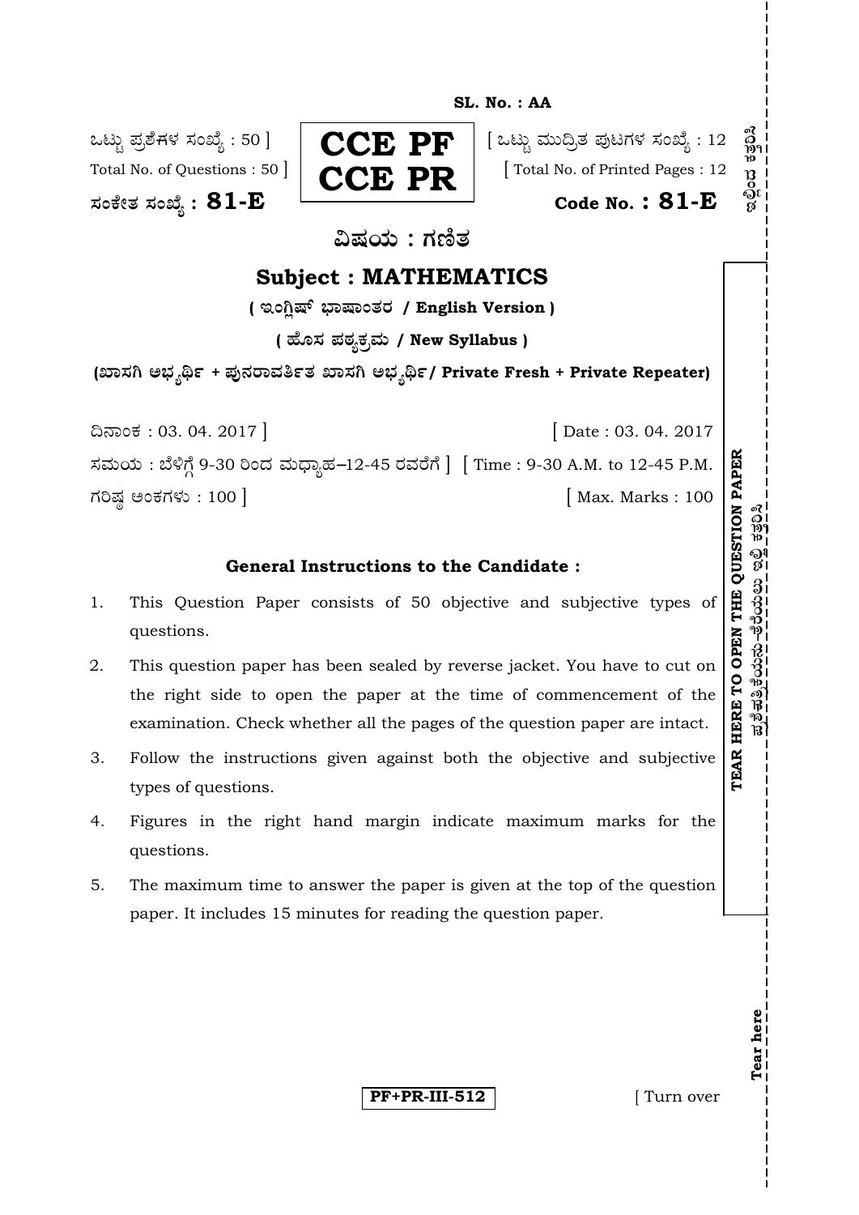**SL. No. : AA**

ಒಟ್ಟು ಪ್ರಶೆಗಳ ಸಂಖ್ಯೆ : 50 ]
Total No. of Questions : 50 ]

**CCE PF**
**CCE PR**

[ ಒಟ್ಟು ಮುದ್ರಿತ ಪುಟಗಳ ಸಂಖ್ಯೆ : 12
[ Total No. of Printed Pages : 12

ಸಂಕೇತ ಸಂಖ್ಯೆ : **81-E** | Code No. : **81-E**

## ವಿಷಯ : ಗಣಿತ

## Subject : MATHEMATICS

**( ಇಂಗ್ಲಿಷ್ ಭಾಷಾಂತರ / English Version )**

**( ಹೊಸ ಪಠ್ಯಕ್ರಮ / New Syllabus )**

**(ಖಾಸಗಿ ಅಭ್ಯರ್ಥಿ + ಪುನರಾವರ್ತಿತ ಖಾಸಗಿ ಅಭ್ಯರ್ಥಿ / Private Fresh + Private Repeater)**

ದಿನಾಂಕ : 03. 04. 2017 ] [ Date : 03. 04. 2017

ಸಮಯ : ಬೆಳಿಗ್ಗೆ 9-30 ರಿಂದ ಮಧ್ಯಾಹ್ನ–12-45 ರವರೆಗೆ ] [ Time : 9-30 A.M. to 12-45 P.M.

ಗರಿಷ್ಠ ಅಂಕಗಳು : 100 ] [ Max. Marks : 100

### General Instructions to the Candidate :

1. This Question Paper consists of 50 objective and subjective types of questions.
2. This question paper has been sealed by reverse jacket. You have to cut on the right side to open the paper at the time of commencement of the examination. Check whether all the pages of the question paper are intact.
3. Follow the instructions given against both the objective and subjective types of questions.
4. Figures in the right hand margin indicate maximum marks for the questions.
5. The maximum time to answer the paper is given at the top of the question paper. It includes 15 minutes for reading the question paper.

**TEAR HERE TO OPEN THE QUESTION PAPER**

Tear here

**PF+PR-III-512** [ Turn over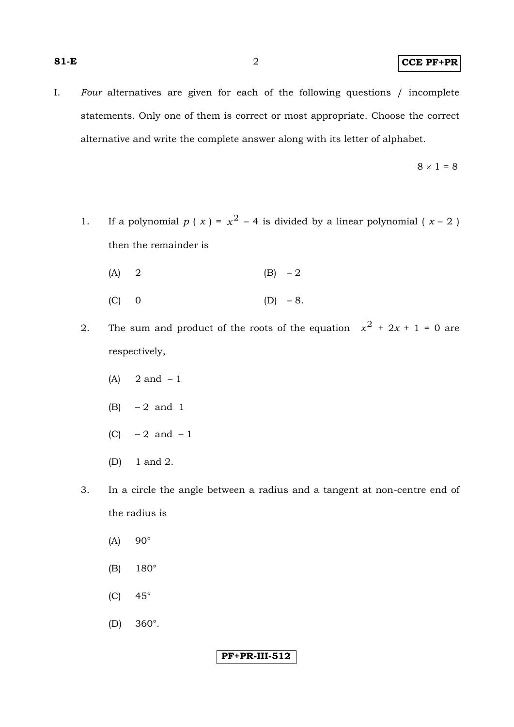I. *Four* alternatives are given for each of the following questions / incomplete statements. Only one of them is correct or most appropriate. Choose the correct alternative and write the complete answer along with its letter of alphabet.

$8 \times 1 = 8$

1. If a polynomial $p(x) = x^2 - 4$ is divided by a linear polynomial $(x - 2)$ then the remainder is

   (A) 2 (B) $-2$

   (C) 0 (D) $-8$.

2. The sum and product of the roots of the equation $x^2 + 2x + 1 = 0$ are respectively,

   (A) 2 and $-1$

   (B) $-2$ and 1

   (C) $-2$ and $-1$

   (D) 1 and 2.

3. In a circle the angle between a radius and a tangent at non-centre end of the radius is

   (A) $90°$

   (B) $180°$

   (C) $45°$

   (D) $360°$.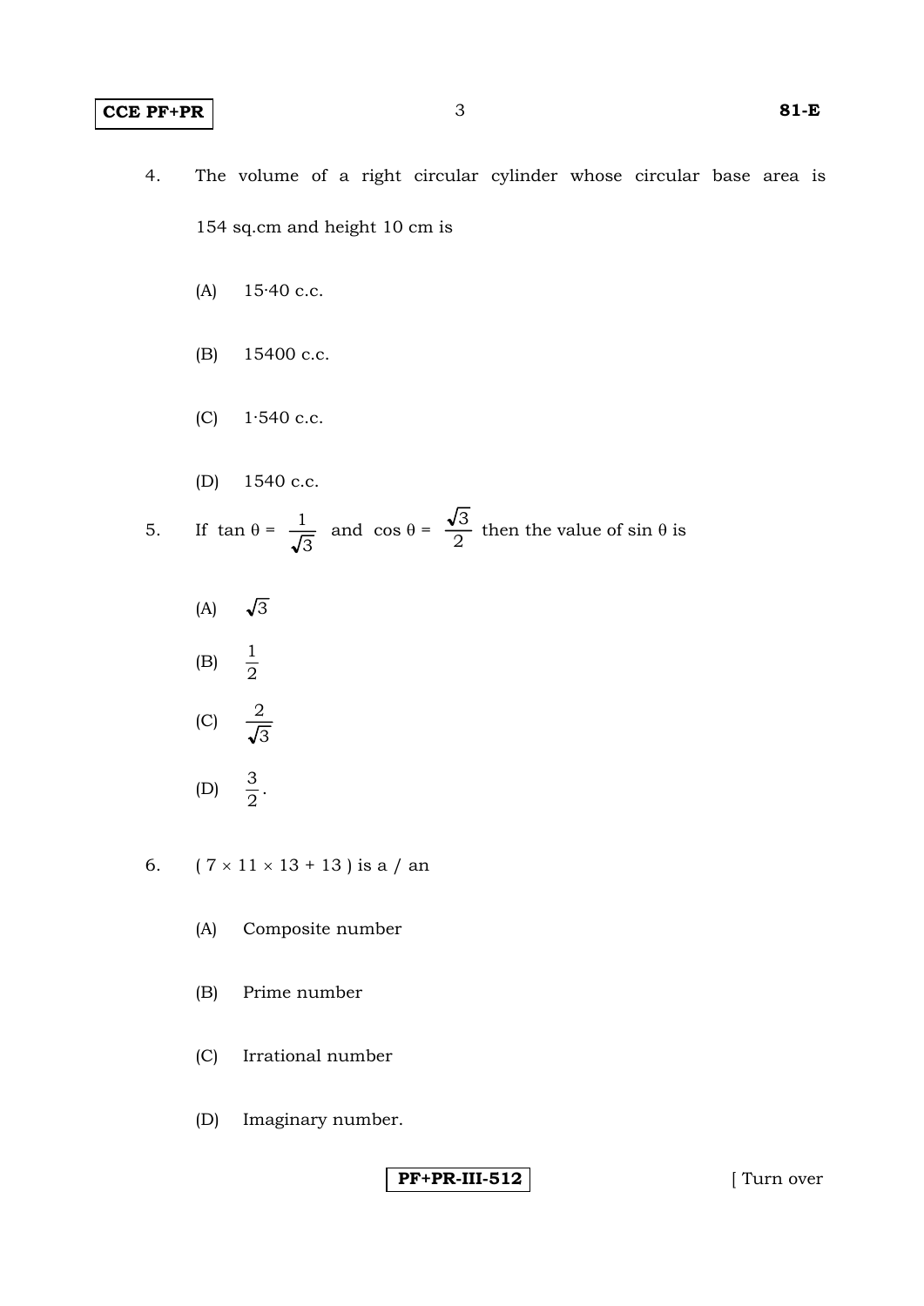4. The volume of a right circular cylinder whose circular base area is 154 sq.cm and height 10 cm is

   (A) 15·40 c.c.

   (B) 15400 c.c.

   (C) 1·540 c.c.

   (D) 1540 c.c.

5. If $\tan\theta = \dfrac{1}{\sqrt{3}}$ and $\cos\theta = \dfrac{\sqrt{3}}{2}$ then the value of $\sin\theta$ is

   (A) $\sqrt{3}$

   (B) $\dfrac{1}{2}$

   (C) $\dfrac{2}{\sqrt{3}}$

   (D) $\dfrac{3}{2}$.

6. $( 7 \times 11 \times 13 + 13 )$ is a / an

   (A) Composite number

   (B) Prime number

   (C) Irrational number

   (D) Imaginary number.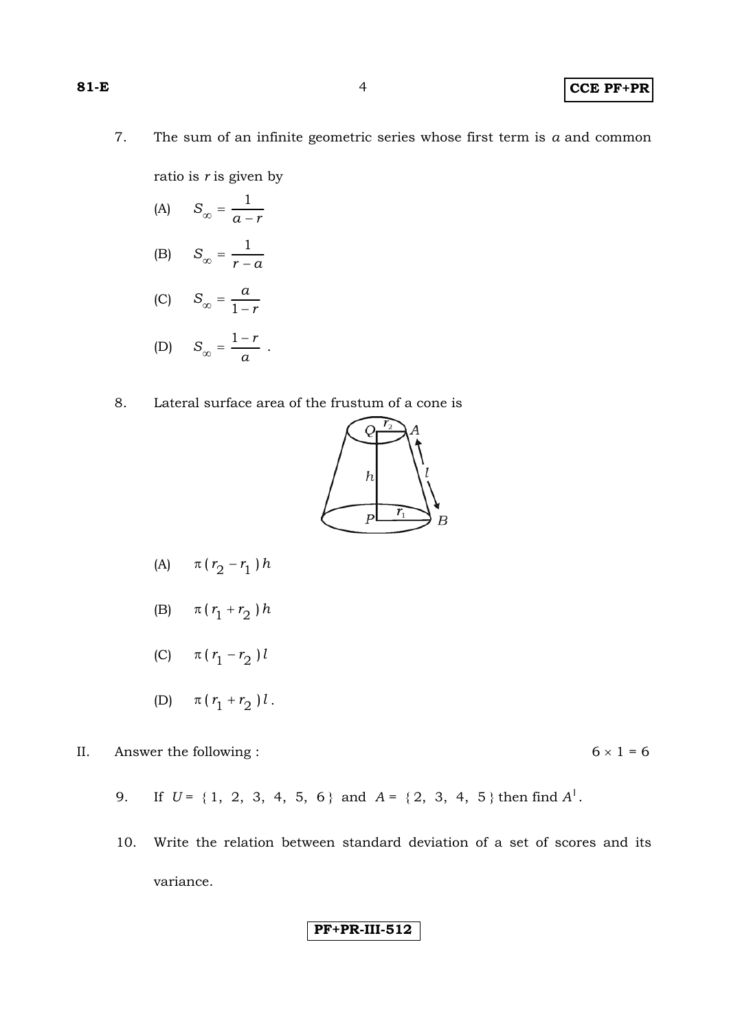7. The sum of an infinite geometric series whose first term is $a$ and common ratio is $r$ is given by

   (A) $S_\infty = \dfrac{1}{a-r}$

   (B) $S_\infty = \dfrac{1}{r-a}$

   (C) $S_\infty = \dfrac{a}{1-r}$

   (D) $S_\infty = \dfrac{1-r}{a}$ .

8. Lateral surface area of the frustum of a cone is

   (A) $\pi(r_2 - r_1)h$

   (B) $\pi(r_1 + r_2)h$

   (C) $\pi(r_1 - r_2)l$

   (D) $\pi(r_1 + r_2)l$.

II. Answer the following : $6 \times 1 = 6$

9. If $U = \{1, 2, 3, 4, 5, 6\}$ and $A = \{2, 3, 4, 5\}$ then find $A^{\prime}$.

10. Write the relation between standard deviation of a set of scores and its variance.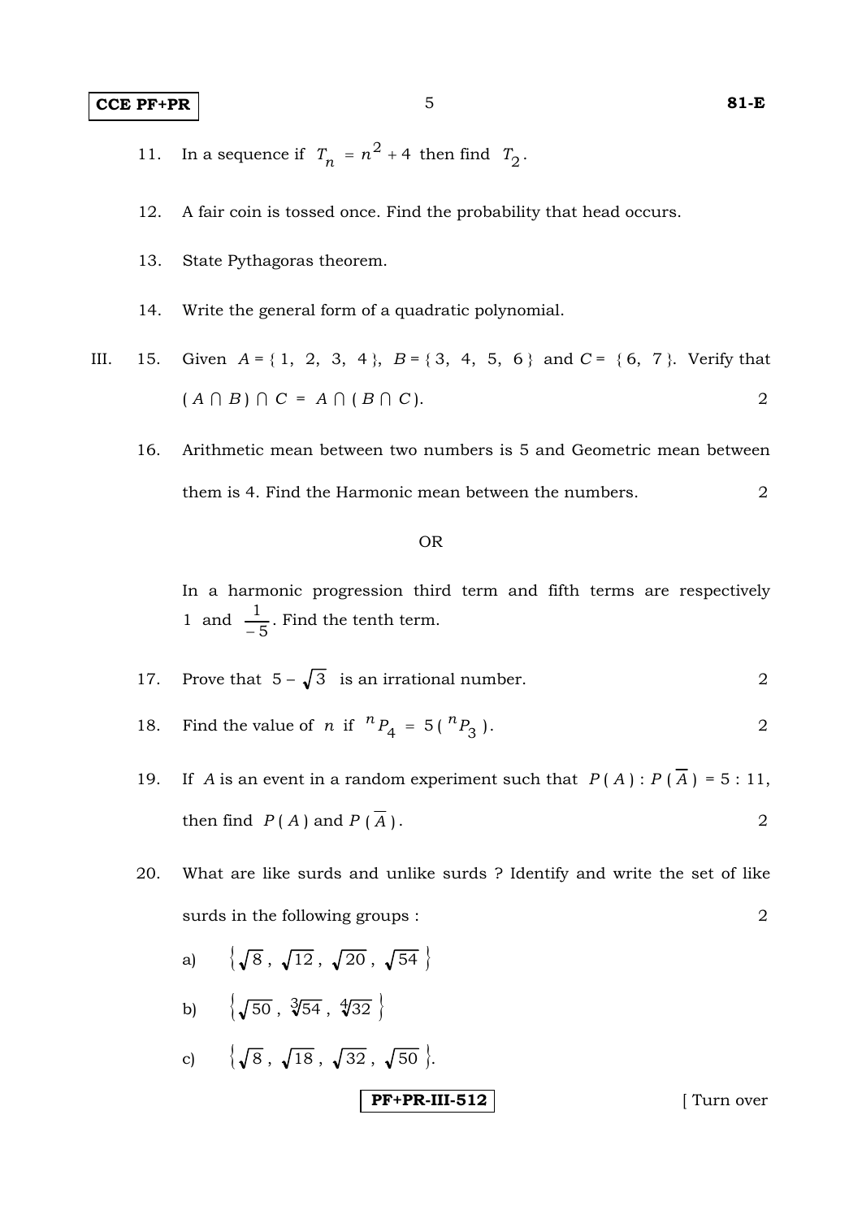11. In a sequence if $T_n = n^2 + 4$ then find $T_2$.

12. A fair coin is tossed once. Find the probability that head occurs.

13. State Pythagoras theorem.

14. Write the general form of a quadratic polynomial.

III. 15. Given $A = \{ 1, 2, 3, 4 \}$, $B = \{ 3, 4, 5, 6 \}$ and $C = \{ 6, 7 \}$. Verify that $( A \cap B ) \cap C = A \cap ( B \cap C )$. 2

16. Arithmetic mean between two numbers is 5 and Geometric mean between them is 4. Find the Harmonic mean between the numbers. 2

OR

In a harmonic progression third term and fifth terms are respectively 1 and $\frac{1}{-5}$. Find the tenth term.

17. Prove that $5 - \sqrt{3}$ is an irrational number. 2

18. Find the value of $n$ if ${}^{n}P_4 = 5 ( {}^{n}P_3 )$. 2

19. If $A$ is an event in a random experiment such that $P ( A ) : P ( \overline{A} ) = 5 : 11$, then find $P ( A )$ and $P ( \overline{A} )$. 2

20. What are like surds and unlike surds ? Identify and write the set of like surds in the following groups : 2

a) $\left\{ \sqrt{8}, \sqrt{12}, \sqrt{20}, \sqrt{54} \right\}$

b) $\left\{ \sqrt{50}, \sqrt[3]{54}, \sqrt[4]{32} \right\}$

c) $\left\{ \sqrt{8}, \sqrt{18}, \sqrt{32}, \sqrt{50} \right\}$.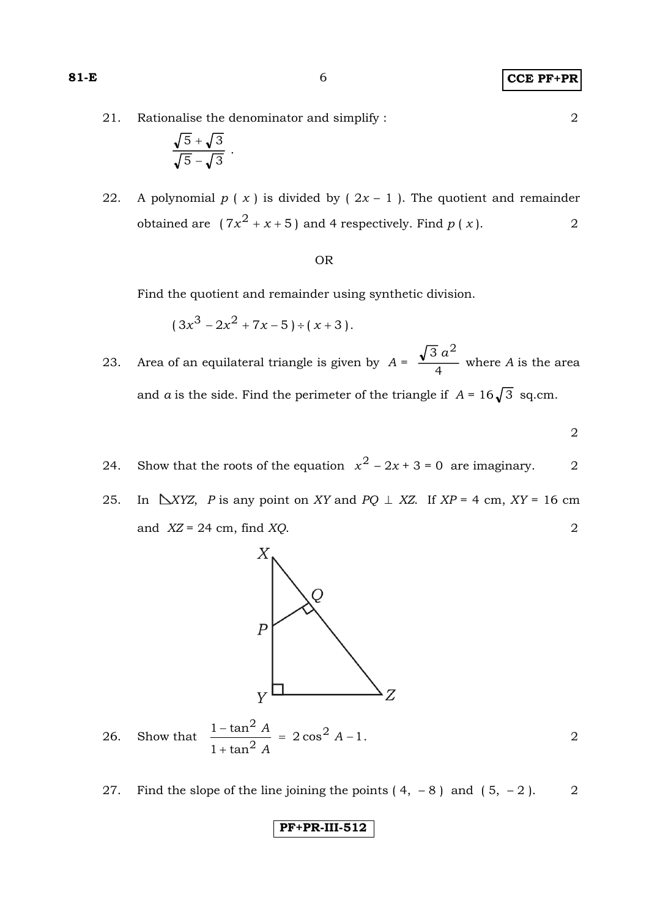21. Rationalise the denominator and simplify : 2

$$\frac{\sqrt{5}+\sqrt{3}}{\sqrt{5}-\sqrt{3}}.$$

22. A polynomial $p(x)$ is divided by $(2x-1)$. The quotient and remainder obtained are $(7x^2+x+5)$ and 4 respectively. Find $p(x)$. 2

OR

Find the quotient and remainder using synthetic division.

$$(3x^3-2x^2+7x-5)\div(x+3).$$

23. Area of an equilateral triangle is given by $A = \dfrac{\sqrt{3}\,a^2}{4}$ where $A$ is the area and $a$ is the side. Find the perimeter of the triangle if $A = 16\sqrt{3}$ sq.cm. 2

24. Show that the roots of the equation $x^2-2x+3=0$ are imaginary. 2

25. In $\triangle XYZ$, $P$ is any point on $XY$ and $PQ \perp XZ$. If $XP = 4$ cm, $XY = 16$ cm and $XZ = 24$ cm, find $XQ$. 2

26. Show that $\dfrac{1-\tan^2 A}{1+\tan^2 A} = 2\cos^2 A - 1$. 2

27. Find the slope of the line joining the points $(4, -8)$ and $(5, -2)$. 2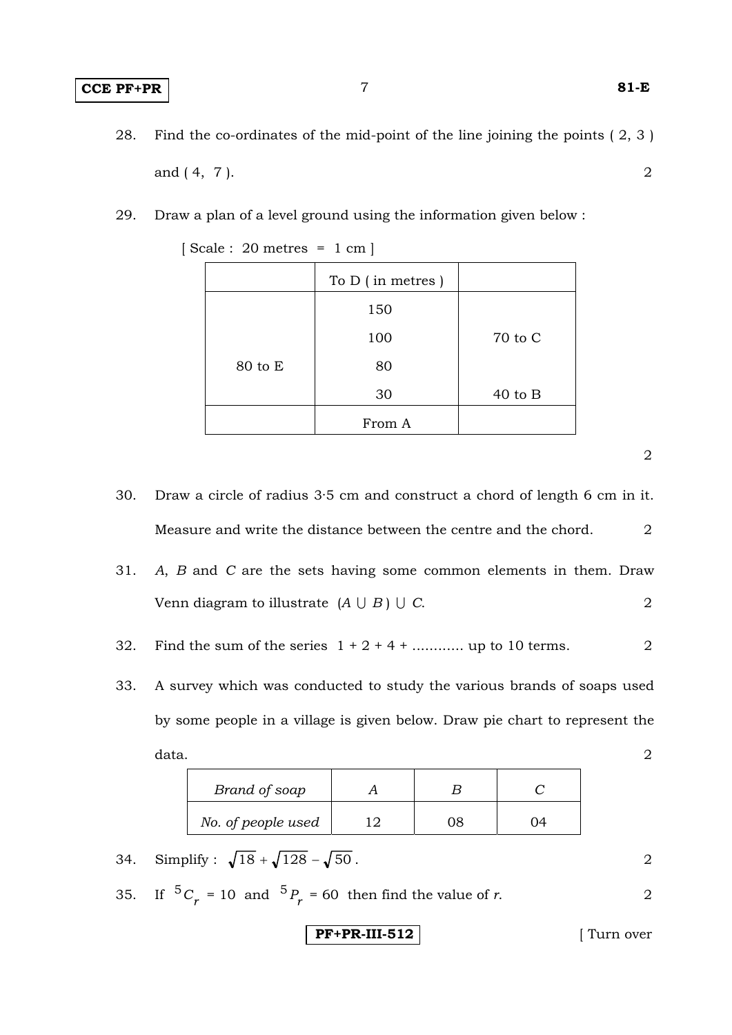28. Find the co-ordinates of the mid-point of the line joining the points ( 2, 3 ) and ( 4, 7 ). 2

29. Draw a plan of a level ground using the information given below :

[ Scale : 20 metres = 1 cm ]

| | To D ( in metres ) | |
|---|---|---|
| | 150 | |
| | 100 | 70 to C |
| 80 to E | 80 | |
| | 30 | 40 to B |
| | From A | |

2

30. Draw a circle of radius 3·5 cm and construct a chord of length 6 cm in it. Measure and write the distance between the centre and the chord. 2

31. *A*, *B* and *C* are the sets having some common elements in them. Draw Venn diagram to illustrate $(A \cup B) \cup C$. 2

32. Find the sum of the series $1 + 2 + 4 + \ldots\ldots\ldots\ldots$ up to 10 terms. 2

33. A survey which was conducted to study the various brands of soaps used by some people in a village is given below. Draw pie chart to represent the data. 2

| *Brand of soap* | *A* | *B* | *C* |
|---|---|---|---|
| *No. of people used* | 12 | 08 | 04 |

34. Simplify : $\sqrt{18} + \sqrt{128} - \sqrt{50}$ . 2

35. If ${}^5C_r = 10$ and ${}^5P_r = 60$ then find the value of *r*. 2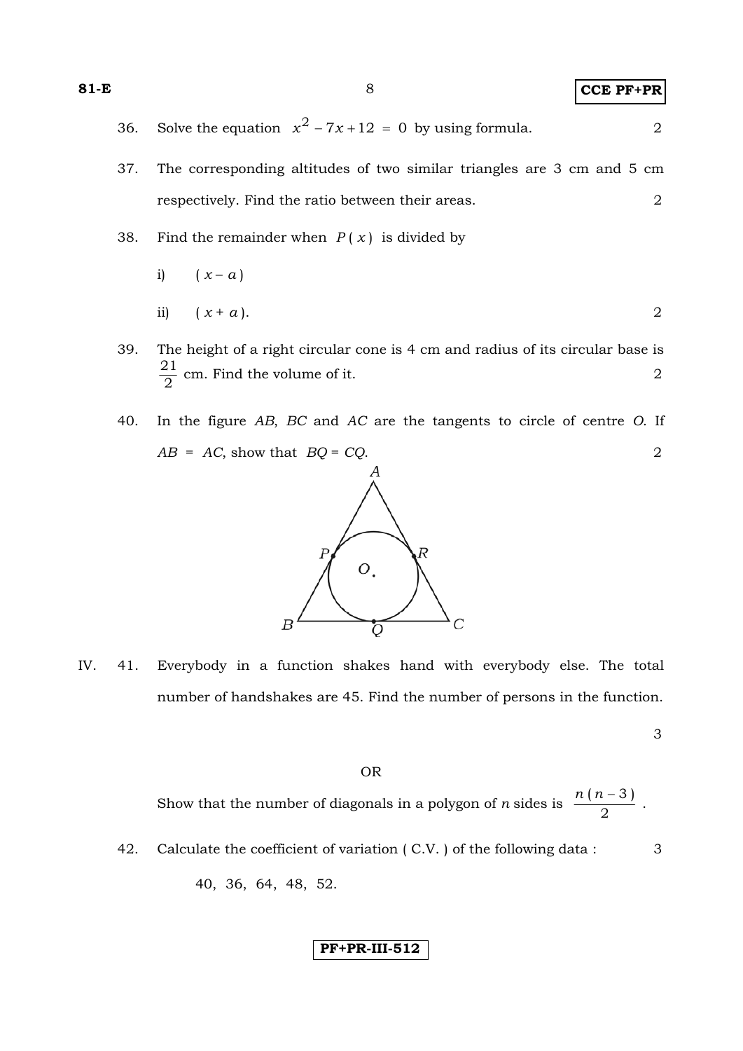36. Solve the equation $x^2 - 7x + 12 = 0$ by using formula. 2

37. The corresponding altitudes of two similar triangles are 3 cm and 5 cm respectively. Find the ratio between their areas. 2

38. Find the remainder when $P(x)$ is divided by

   i) $(x - a)$

   ii) $(x + a)$. 2

39. The height of a right circular cone is 4 cm and radius of its circular base is $\frac{21}{2}$ cm. Find the volume of it. 2

40. In the figure *AB*, *BC* and *AC* are the tangents to circle of centre *O*. If $AB = AC$, show that $BQ = CQ$. 2

IV. 41. Everybody in a function shakes hand with everybody else. The total number of handshakes are 45. Find the number of persons in the function. 3

OR

Show that the number of diagonals in a polygon of *n* sides is $\frac{n(n-3)}{2}$.

42. Calculate the coefficient of variation ( C.V. ) of the following data : 3

   40, 36, 64, 48, 52.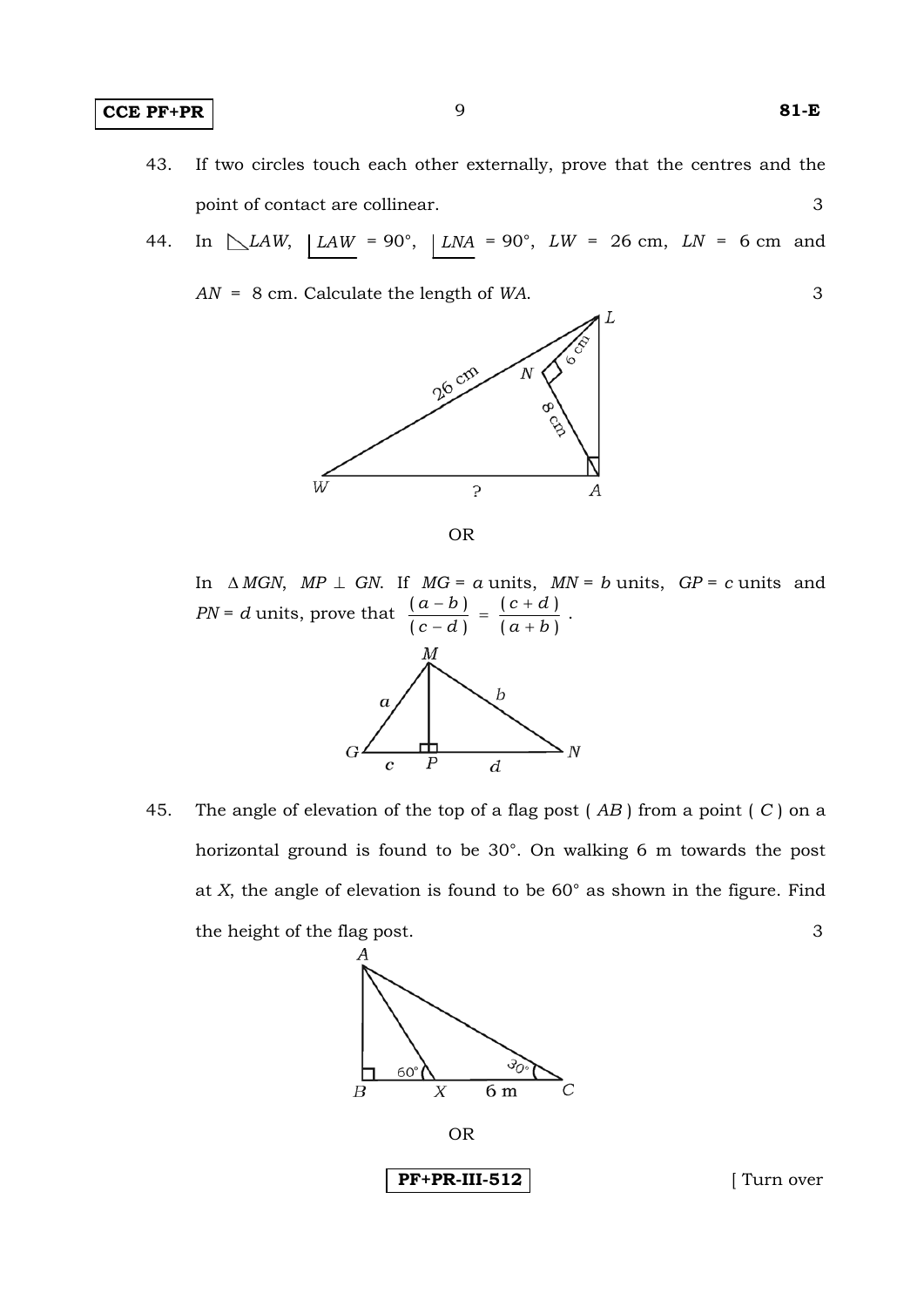43. If two circles touch each other externally, prove that the centres and the point of contact are collinear. 3

44. In $\triangle LAW$, $\angle LAW = 90°$, $\angle LNA = 90°$, $LW = 26$ cm, $LN = 6$ cm and $AN = 8$ cm. Calculate the length of $WA$. 3

OR

In $\Delta MGN$, $MP \perp GN$. If $MG = a$ units, $MN = b$ units, $GP = c$ units and $PN = d$ units, prove that $\dfrac{(a-b)}{(c-d)} = \dfrac{(c+d)}{(a+b)}$.

45. The angle of elevation of the top of a flag post ( $AB$ ) from a point ( $C$ ) on a horizontal ground is found to be 30°. On walking 6 m towards the post at $X$, the angle of elevation is found to be 60° as shown in the figure. Find the height of the flag post. 3

OR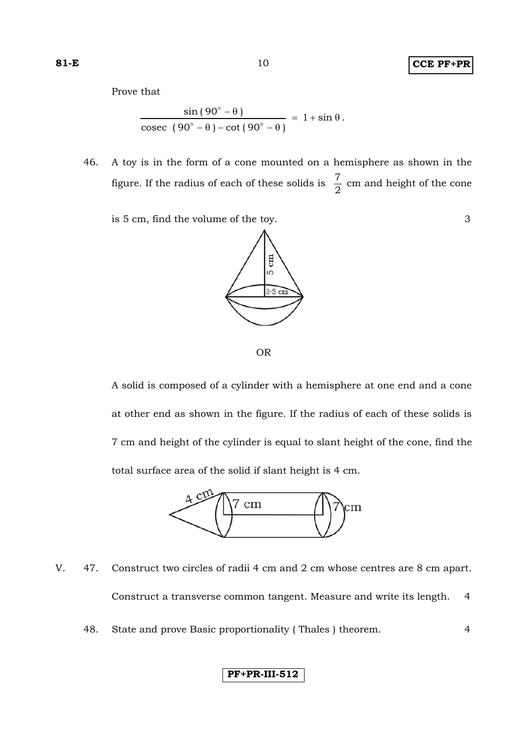Prove that

$$\frac{\sin(90^\circ - \theta)}{\operatorname{cosec}(90^\circ - \theta) - \cot(90^\circ - \theta)} = 1 + \sin\theta.$$

46. A toy is in the form of a cone mounted on a hemisphere as shown in the figure. If the radius of each of these solids is $\frac{7}{2}$ cm and height of the cone is 5 cm, find the volume of the toy. 3

OR

A solid is composed of a cylinder with a hemisphere at one end and a cone at other end as shown in the figure. If the radius of each of these solids is 7 cm and height of the cylinder is equal to slant height of the cone, find the total surface area of the solid if slant height is 4 cm.

V. 47. Construct two circles of radii 4 cm and 2 cm whose centres are 8 cm apart. Construct a transverse common tangent. Measure and write its length. 4

48. State and prove Basic proportionality ( Thales ) theorem. 4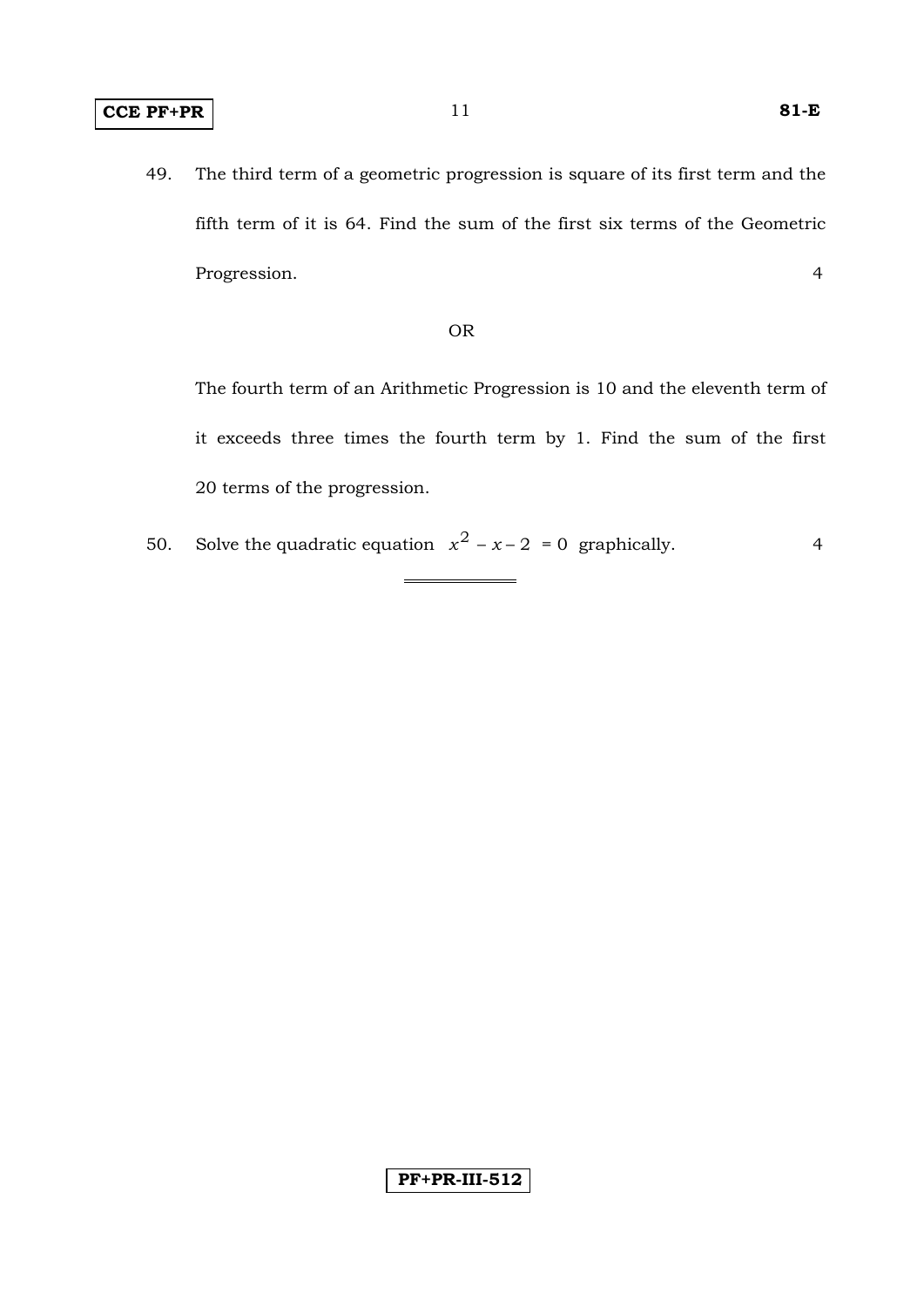49. The third term of a geometric progression is square of its first term and the fifth term of it is 64. Find the sum of the first six terms of the Geometric Progression. 4

OR

The fourth term of an Arithmetic Progression is 10 and the eleventh term of it exceeds three times the fourth term by 1. Find the sum of the first 20 terms of the progression.

50. Solve the quadratic equation $x^2 - x - 2 = 0$ graphically. 4